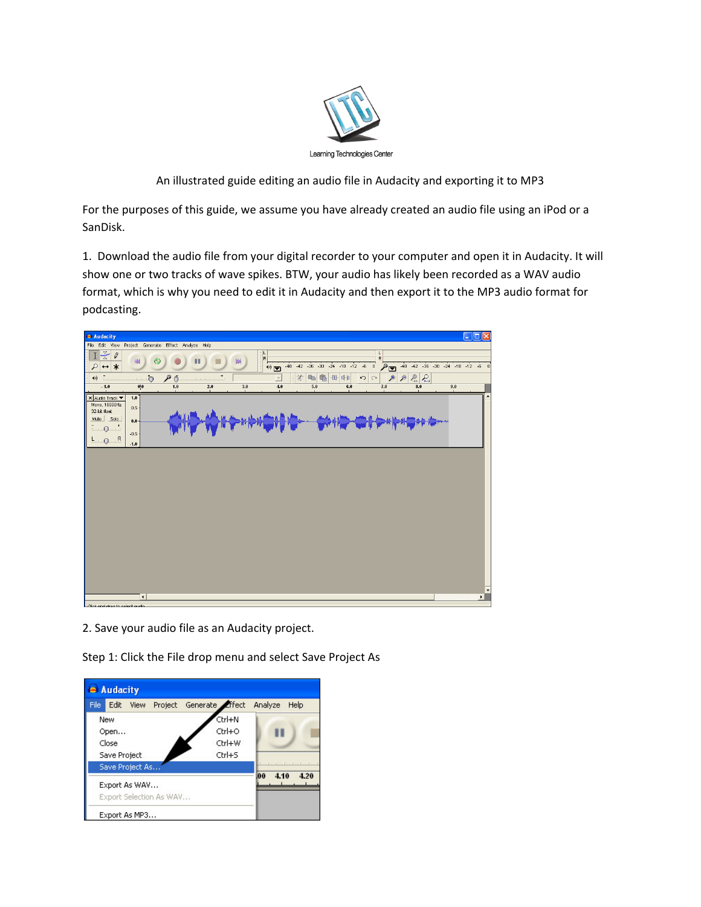Learning Technologies Center

An illustrated guide editing an audio file in Audacity and exporting it to MP3

For the purposes of this guide, we assume you have already created an audio file using an iPod or a SanDisk.

1. Download the audio file from your digital recorder to your computer and open it in Audacity. It will show one or two tracks of wave spikes. BTW, your audio has likely been recorded as a WAV audio format, which is why you need to edit it in Audacity and then export it to the MP3 audio format for podcasting.

2. Save your audio file as an Audacity project.

Step 1: Click the File drop menu and select Save Project As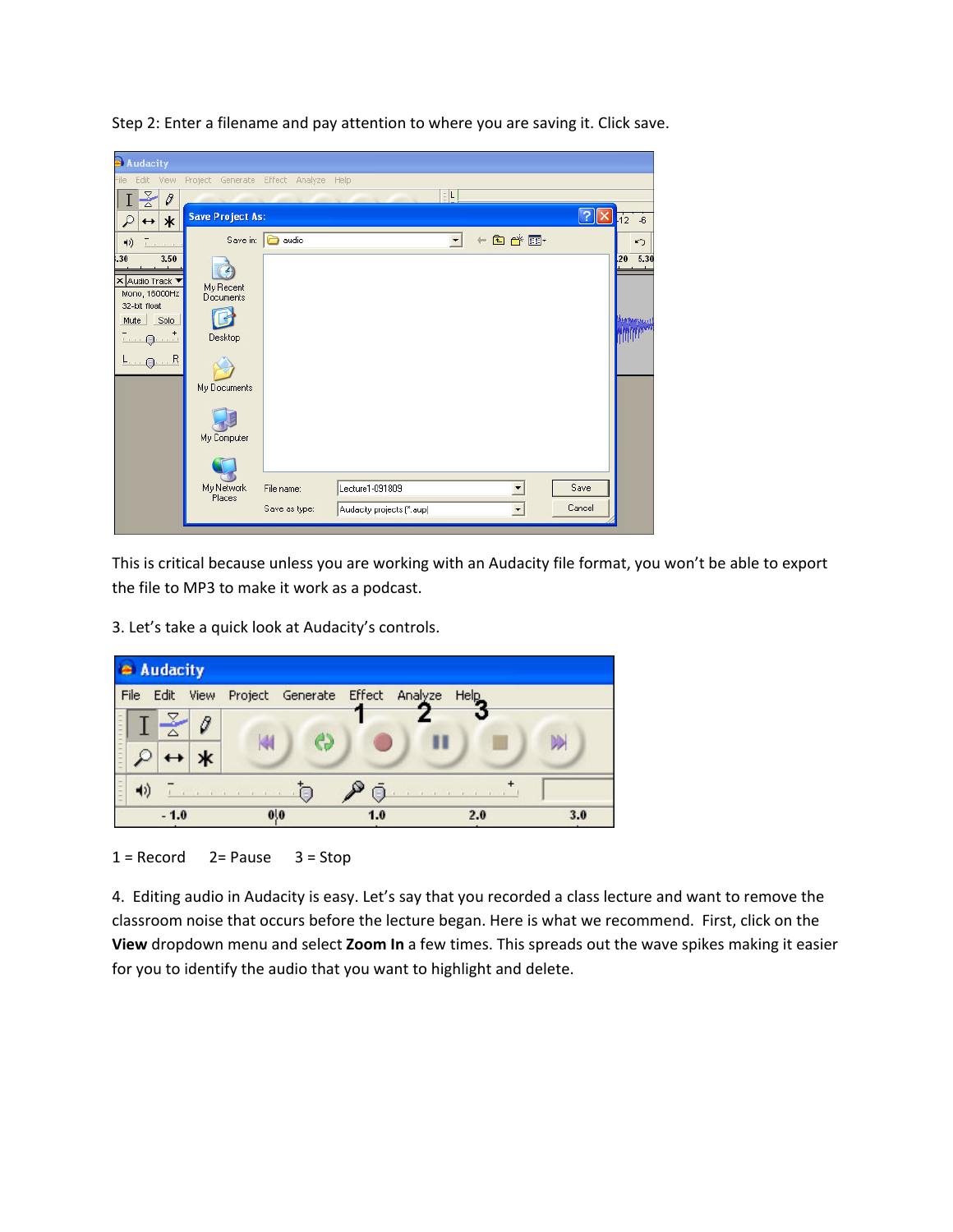Step 2: Enter a filename and pay attention to where you are saving it. Click save.

This is critical because unless you are working with an Audacity file format, you won't be able to export the file to MP3 to make it work as a podcast.

3. Let's take a quick look at Audacity's controls.

1 = Record    2= Pause    3 = Stop

4. Editing audio in Audacity is easy. Let's say that you recorded a class lecture and want to remove the classroom noise that occurs before the lecture began. Here is what we recommend. First, click on the **View** dropdown menu and select **Zoom In** a few times. This spreads out the wave spikes making it easier for you to identify the audio that you want to highlight and delete.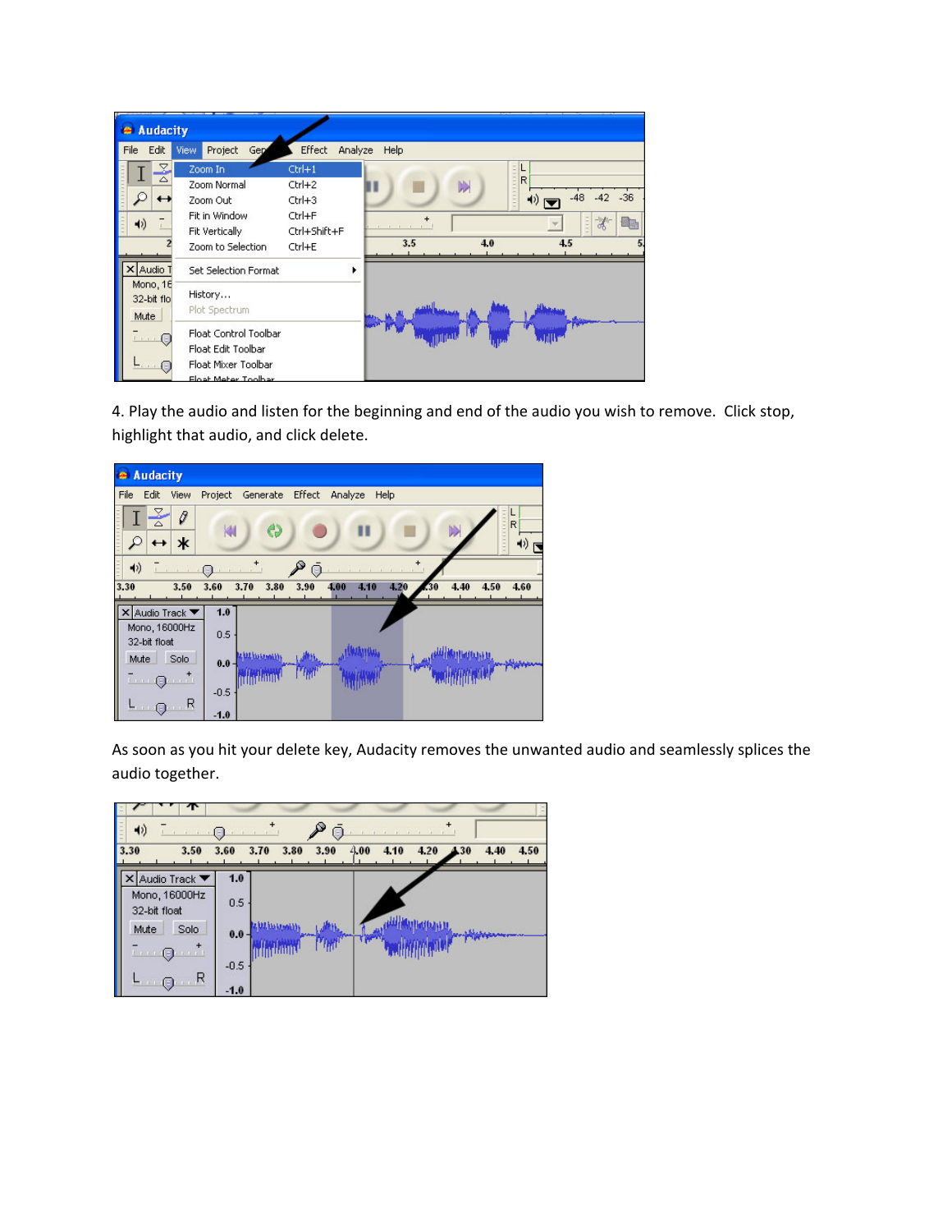4. Play the audio and listen for the beginning and end of the audio you wish to remove. Click stop, highlight that audio, and click delete.

As soon as you hit your delete key, Audacity removes the unwanted audio and seamlessly splices the audio together.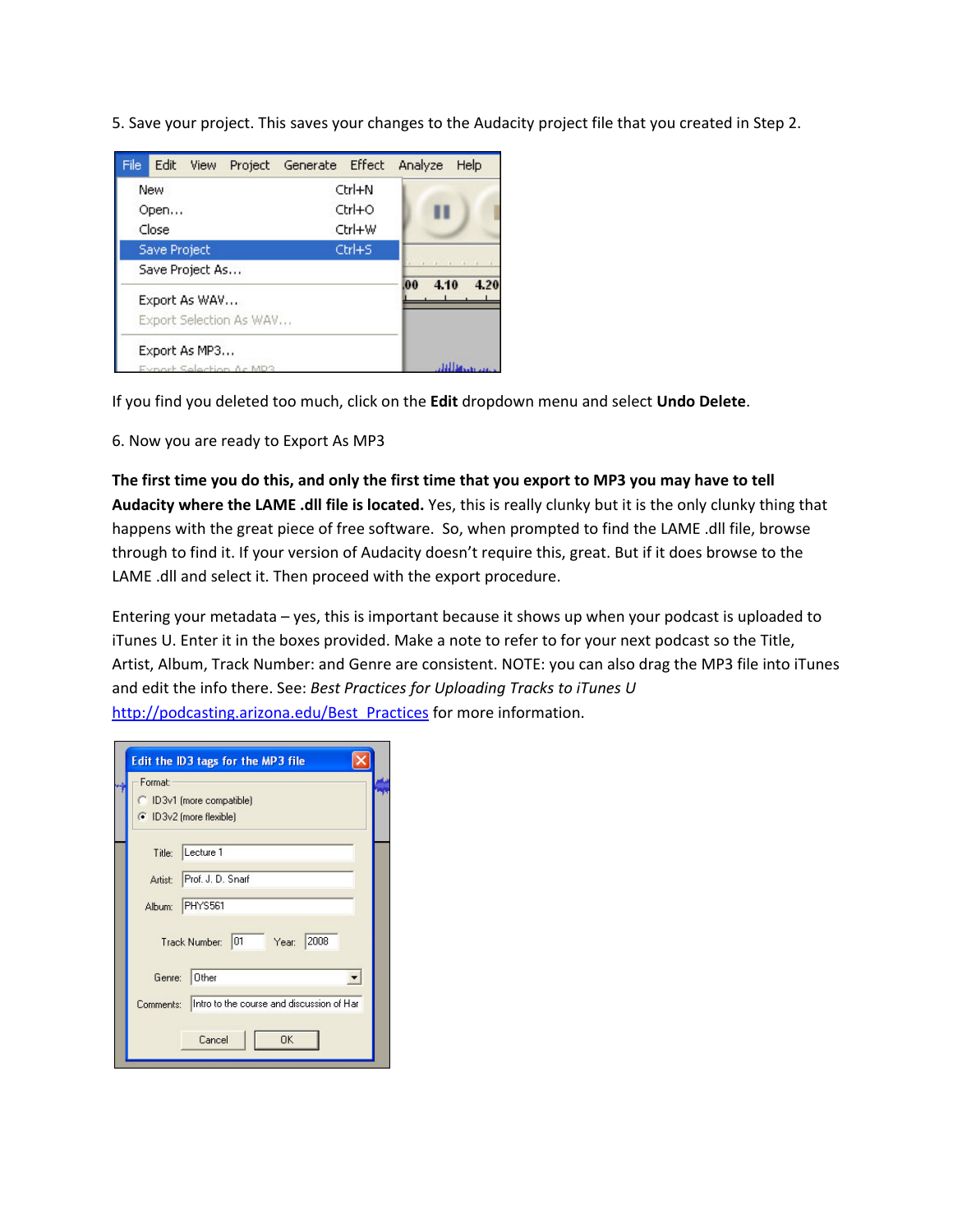5. Save your project. This saves your changes to the Audacity project file that you created in Step 2.

If you find you deleted too much, click on the **Edit** dropdown menu and select **Undo Delete**.

6. Now you are ready to Export As MP3

**The first time you do this, and only the first time that you export to MP3 you may have to tell Audacity where the LAME .dll file is located.** Yes, this is really clunky but it is the only clunky thing that happens with the great piece of free software. So, when prompted to find the LAME .dll file, browse through to find it. If your version of Audacity doesn't require this, great. But if it does browse to the LAME .dll and select it. Then proceed with the export procedure.

Entering your metadata – yes, this is important because it shows up when your podcast is uploaded to iTunes U. Enter it in the boxes provided. Make a note to refer to for your next podcast so the Title, Artist, Album, Track Number: and Genre are consistent. NOTE: you can also drag the MP3 file into iTunes and edit the info there. See: *Best Practices for Uploading Tracks to iTunes U* [http://podcasting.arizona.edu/Best_Practices](http://podcasting.arizona.edu/Best_Practices) for more information.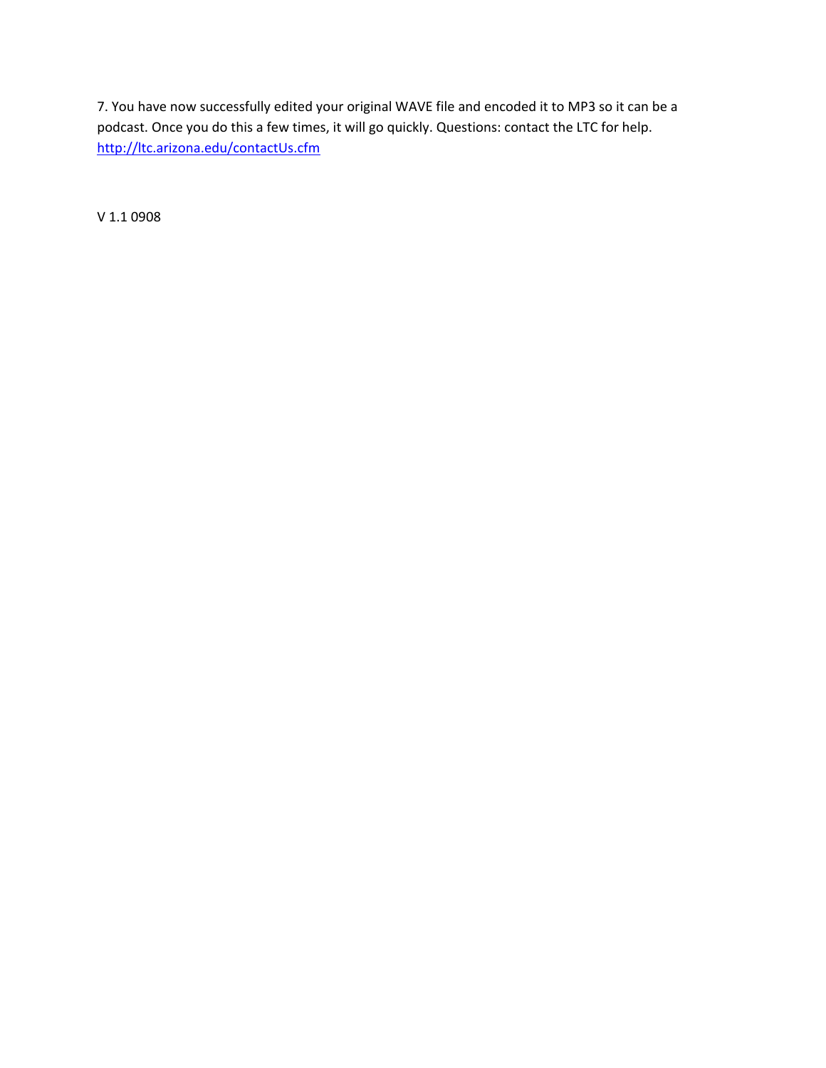7. You have now successfully edited your original WAVE file and encoded it to MP3 so it can be a podcast. Once you do this a few times, it will go quickly. Questions: contact the LTC for help. [http://ltc.arizona.edu/contactUs.cfm](http://ltc.arizona.edu/contactUs.cfm)

V 1.1 0908